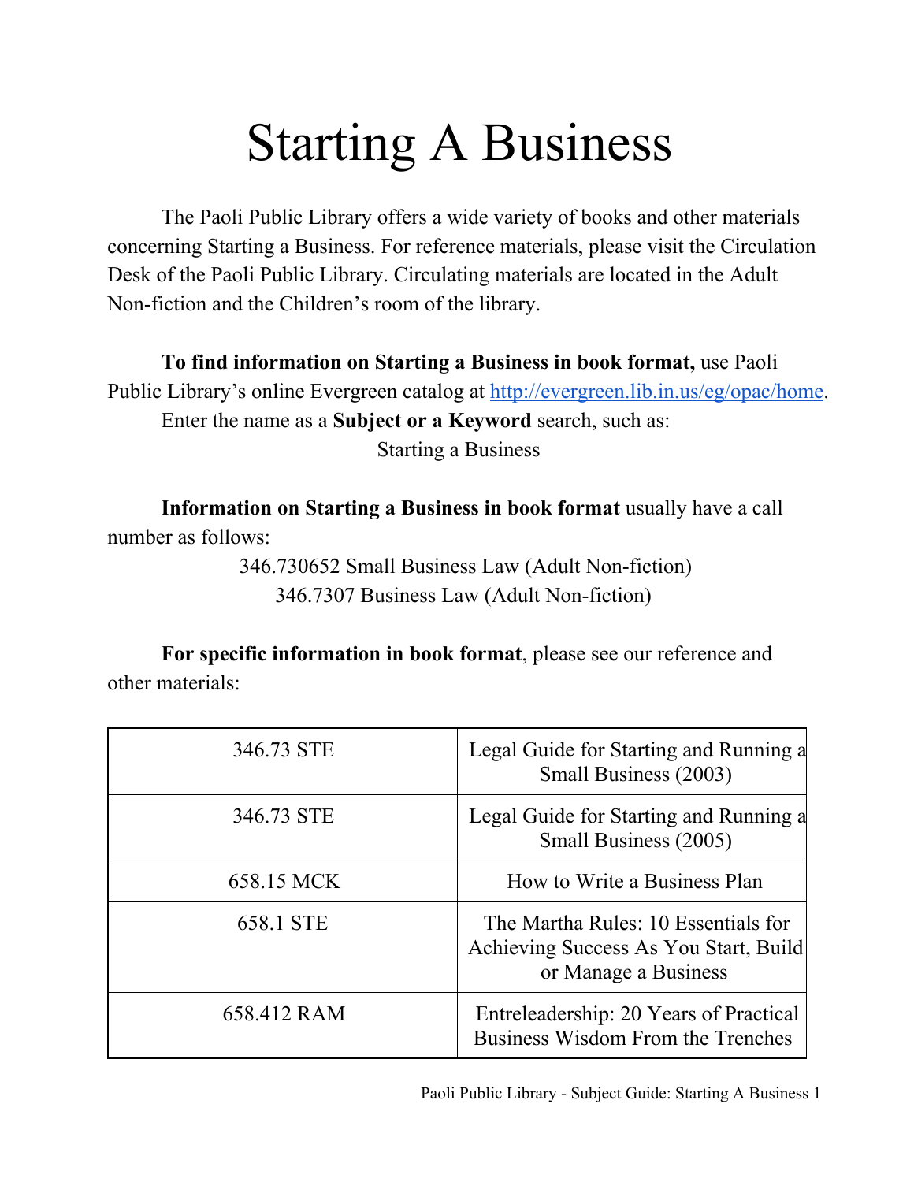# Starting A Business

The Paoli Public Library offers a wide variety of books and other materials concerning Starting a Business. For reference materials, please visit the Circulation Desk of the Paoli Public Library. Circulating materials are located in the Adult Non-fiction and the Children's room of the library.

**To find information on Starting a Business in book format,** use Paoli Public Library's online Evergreen catalog at http://evergreen.lib.in.us/eg/opac/home. Enter the name as a **Subject or a Keyword** search, such as:

Starting a Business

**Information on Starting a Business in book format** usually have a call number as follows:

346.730652 Small Business Law (Adult Non-fiction)
346.7307 Business Law (Adult Non-fiction)

**For specific information in book format**, please see our reference and other materials:

| | |
|---|---|
| 346.73 STE | Legal Guide for Starting and Running a Small Business (2003) |
| 346.73 STE | Legal Guide for Starting and Running a Small Business (2005) |
| 658.15 MCK | How to Write a Business Plan |
| 658.1 STE | The Martha Rules: 10 Essentials for Achieving Success As You Start, Build or Manage a Business |
| 658.412 RAM | Entreleadership: 20 Years of Practical Business Wisdom From the Trenches |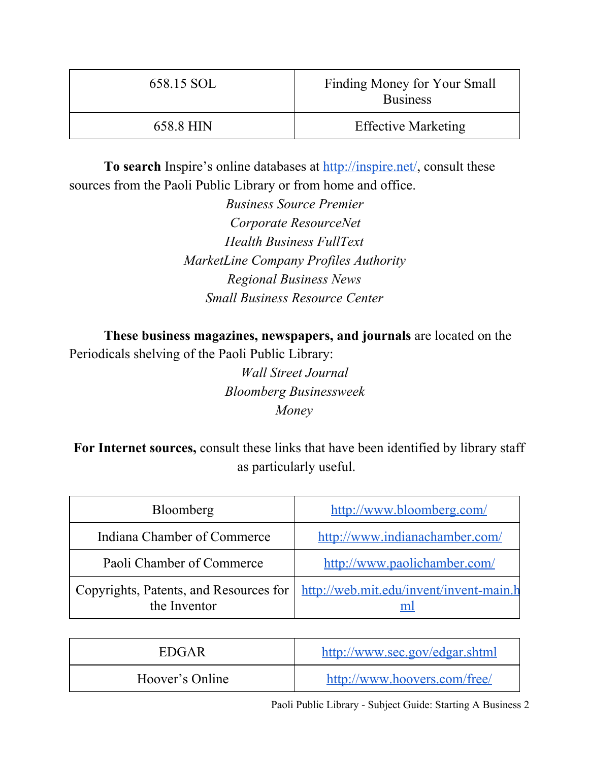| 658.15 SOL | Finding Money for Your Small Business |
| --- | --- |
| 658.8 HIN | Effective Marketing |

**To search** Inspire's online databases at http://inspire.net/, consult these sources from the Paoli Public Library or from home and office.

*Business Source Premier*
*Corporate ResourceNet*
*Health Business FullText*
*MarketLine Company Profiles Authority*
*Regional Business News*
*Small Business Resource Center*

**These business magazines, newspapers, and journals** are located on the Periodicals shelving of the Paoli Public Library:

*Wall Street Journal*
*Bloomberg Businessweek*
*Money*

**For Internet sources,** consult these links that have been identified by library staff as particularly useful.

| Bloomberg | http://www.bloomberg.com/ |
| --- | --- |
| Indiana Chamber of Commerce | http://www.indianachamber.com/ |
| Paoli Chamber of Commerce | http://www.paolichamber.com/ |
| Copyrights, Patents, and Resources for the Inventor | http://web.mit.edu/invent/invent-main.hml |
| EDGAR | http://www.sec.gov/edgar.shtml |
| Hoover's Online | http://www.hoovers.com/free/ |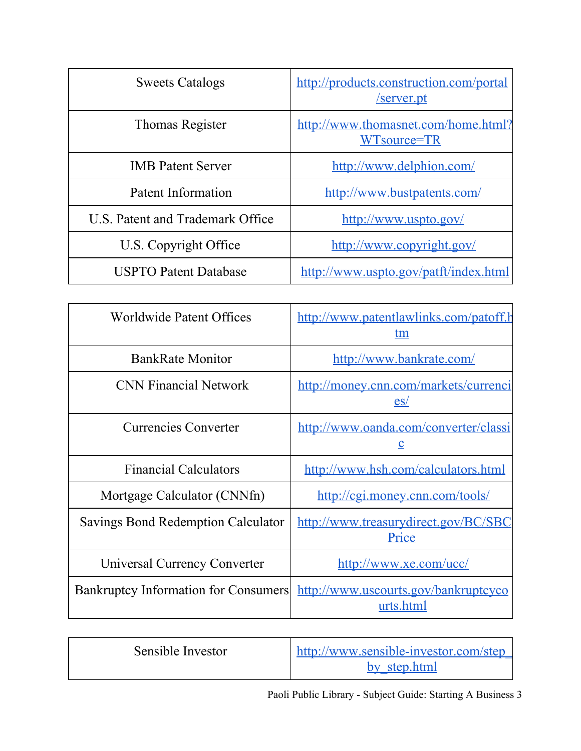| Sweets Catalogs | http://products.construction.com/portal/server.pt |
|---|---|
| Thomas Register | http://www.thomasnet.com/home.html?WTsource=TR |
| IMB Patent Server | http://www.delphion.com/ |
| Patent Information | http://www.bustpatents.com/ |
| U.S. Patent and Trademark Office | http://www.uspto.gov/ |
| U.S. Copyright Office | http://www.copyright.gov/ |
| USPTO Patent Database | http://www.uspto.gov/patft/index.html |

| Worldwide Patent Offices | http://www.patentlawlinks.com/patoff.htm |
|---|---|
| BankRate Monitor | http://www.bankrate.com/ |
| CNN Financial Network | http://money.cnn.com/markets/currencies/ |
| Currencies Converter | http://www.oanda.com/converter/classic |
| Financial Calculators | http://www.hsh.com/calculators.html |
| Mortgage Calculator (CNNfn) | http://cgi.money.cnn.com/tools/ |
| Savings Bond Redemption Calculator | http://www.treasurydirect.gov/BC/SBCPrice |
| Universal Currency Converter | http://www.xe.com/ucc/ |
| Bankruptcy Information for Consumers | http://www.uscourts.gov/bankruptcycourts.html |

| Sensible Investor | http://www.sensible-investor.com/step_by_step.html |
|---|---|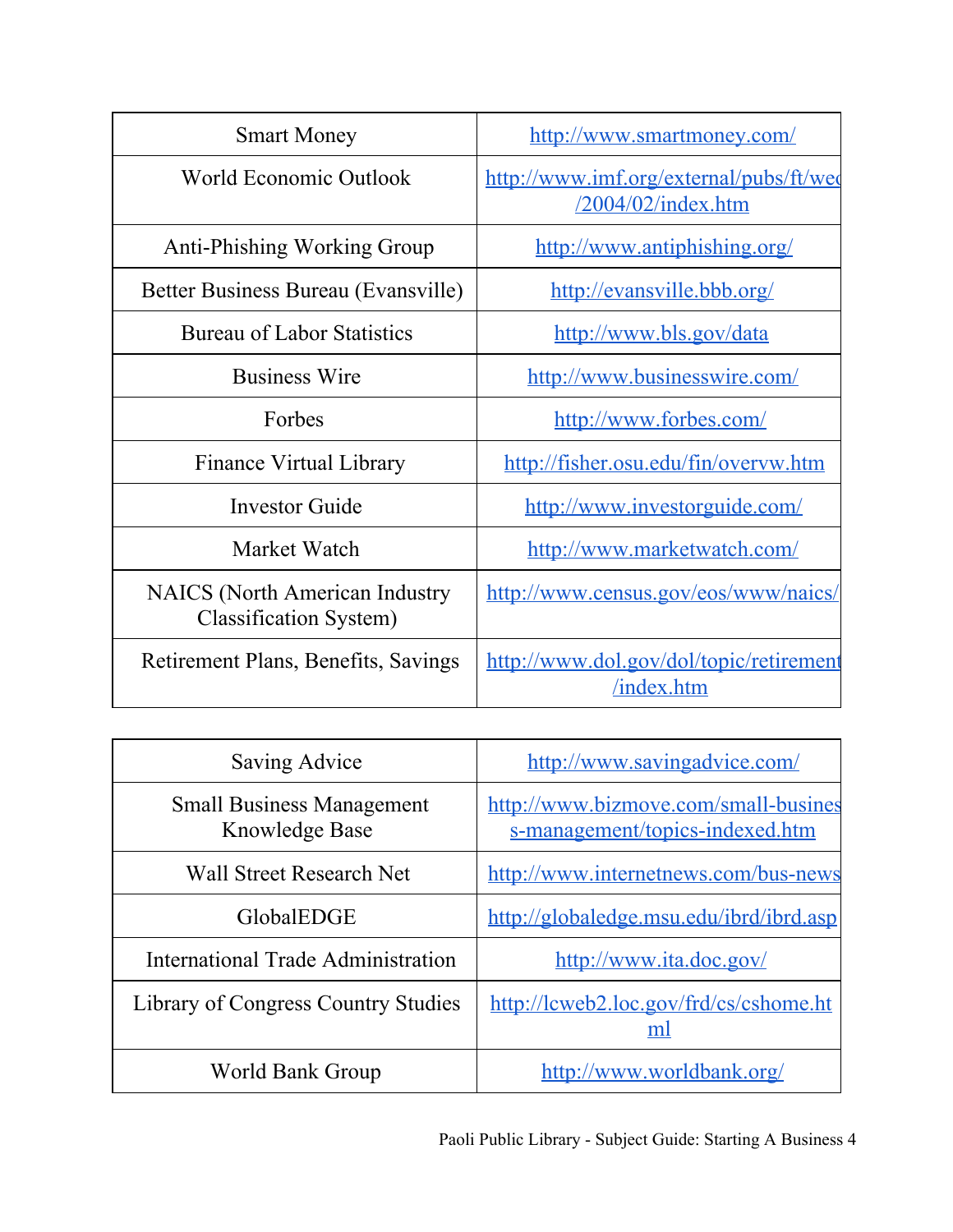| Smart Money | http://www.smartmoney.com/ |
|---|---|
| World Economic Outlook | http://www.imf.org/external/pubs/ft/weo/2004/02/index.htm |
| Anti-Phishing Working Group | http://www.antiphishing.org/ |
| Better Business Bureau (Evansville) | http://evansville.bbb.org/ |
| Bureau of Labor Statistics | http://www.bls.gov/data |
| Business Wire | http://www.businesswire.com/ |
| Forbes | http://www.forbes.com/ |
| Finance Virtual Library | http://fisher.osu.edu/fin/overvw.htm |
| Investor Guide | http://www.investorguide.com/ |
| Market Watch | http://www.marketwatch.com/ |
| NAICS (North American Industry Classification System) | http://www.census.gov/eos/www/naics/ |
| Retirement Plans, Benefits, Savings | http://www.dol.gov/dol/topic/retirement/index.htm |

| Saving Advice | http://www.savingadvice.com/ |
|---|---|
| Small Business Management Knowledge Base | http://www.bizmove.com/small-business-management/topics-indexed.htm |
| Wall Street Research Net | http://www.internetnews.com/bus-news |
| GlobalEDGE | http://globaledge.msu.edu/ibrd/ibrd.asp |
| International Trade Administration | http://www.ita.doc.gov/ |
| Library of Congress Country Studies | http://lcweb2.loc.gov/frd/cs/cshome.html |
| World Bank Group | http://www.worldbank.org/ |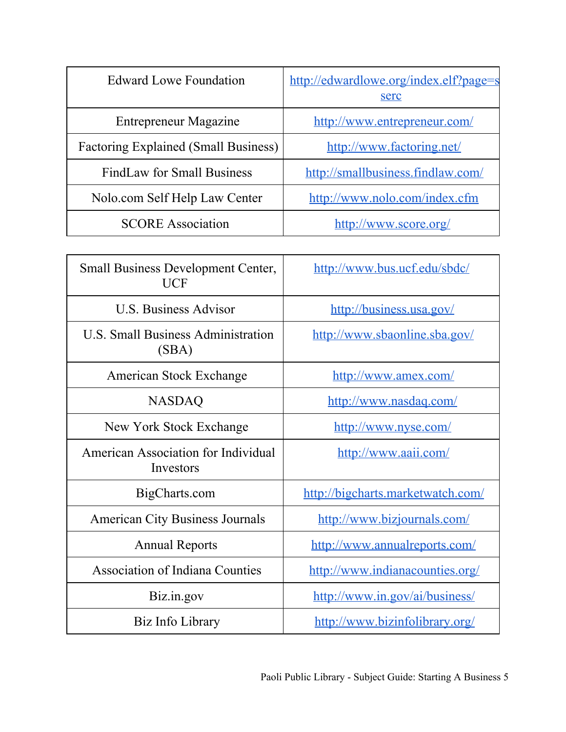| | |
|---|---|
| Edward Lowe Foundation | http://edwardlowe.org/index.elf?page=sserc |
| Entrepreneur Magazine | http://www.entrepreneur.com/ |
| Factoring Explained (Small Business) | http://www.factoring.net/ |
| FindLaw for Small Business | http://smallbusiness.findlaw.com/ |
| Nolo.com Self Help Law Center | http://www.nolo.com/index.cfm |
| SCORE Association | http://www.score.org/ |

| | |
|---|---|
| Small Business Development Center, UCF | http://www.bus.ucf.edu/sbdc/ |
| U.S. Business Advisor | http://business.usa.gov/ |
| U.S. Small Business Administration (SBA) | http://www.sbaonline.sba.gov/ |
| American Stock Exchange | http://www.amex.com/ |
| NASDAQ | http://www.nasdaq.com/ |
| New York Stock Exchange | http://www.nyse.com/ |
| American Association for Individual Investors | http://www.aaii.com/ |
| BigCharts.com | http://bigcharts.marketwatch.com/ |
| American City Business Journals | http://www.bizjournals.com/ |
| Annual Reports | http://www.annualreports.com/ |
| Association of Indiana Counties | http://www.indianacounties.org/ |
| Biz.in.gov | http://www.in.gov/ai/business/ |
| Biz Info Library | http://www.bizinfolibrary.org/ |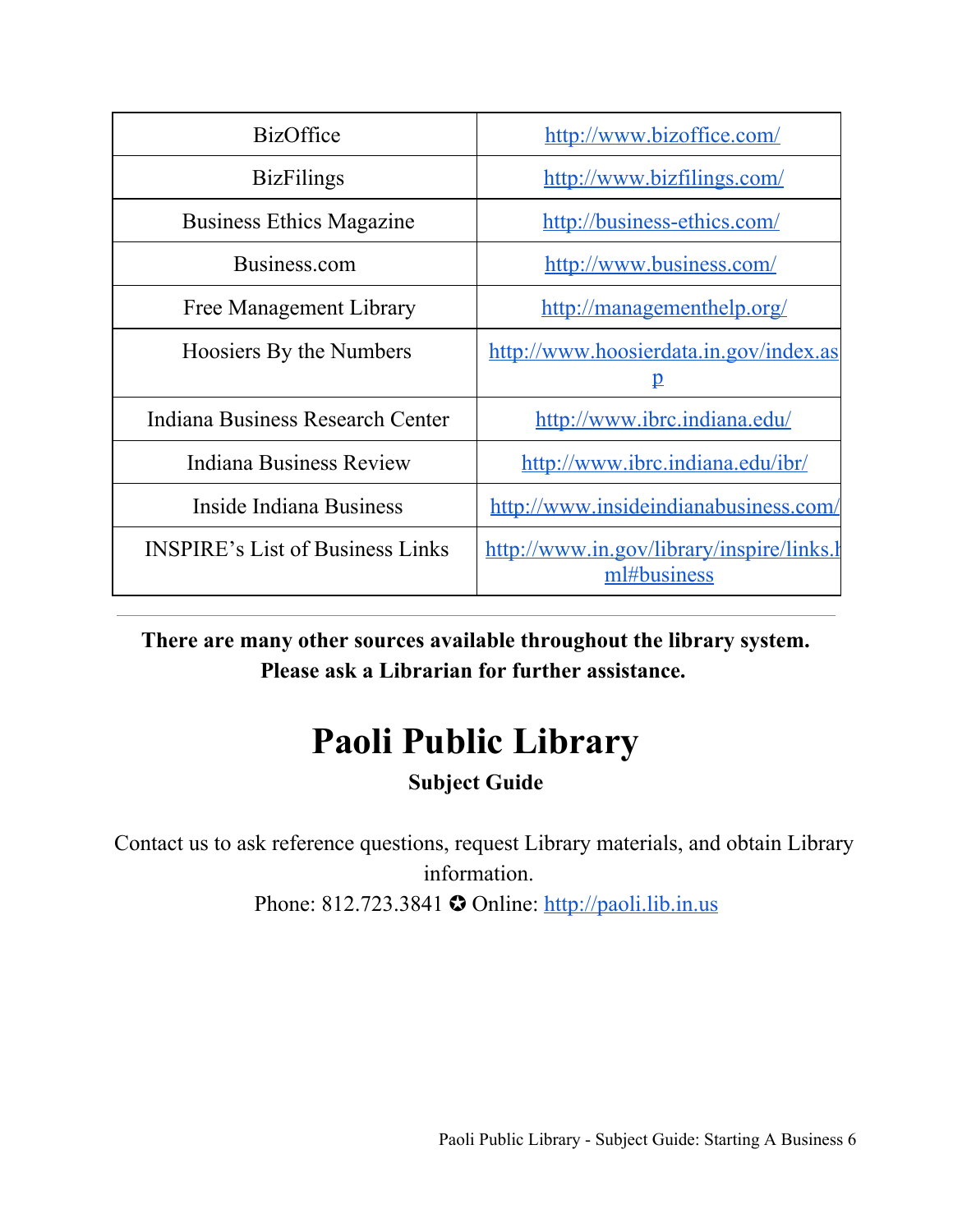| | |
|---|---|
| BizOffice | http://www.bizoffice.com/ |
| BizFilings | http://www.bizfilings.com/ |
| Business Ethics Magazine | http://business-ethics.com/ |
| Business.com | http://www.business.com/ |
| Free Management Library | http://managementhelp.org/ |
| Hoosiers By the Numbers | http://www.hoosierdata.in.gov/index.asp |
| Indiana Business Research Center | http://www.ibrc.indiana.edu/ |
| Indiana Business Review | http://www.ibrc.indiana.edu/ibr/ |
| Inside Indiana Business | http://www.insideindianabusiness.com/ |
| INSPIRE's List of Business Links | http://www.in.gov/library/inspire/links.html#business |

---

**There are many other sources available throughout the library system. Please ask a Librarian for further assistance.**

# Paoli Public Library

**Subject Guide**

Contact us to ask reference questions, request Library materials, and obtain Library information.

Phone: 812.723.3841 ✪ Online: http://paoli.lib.in.us